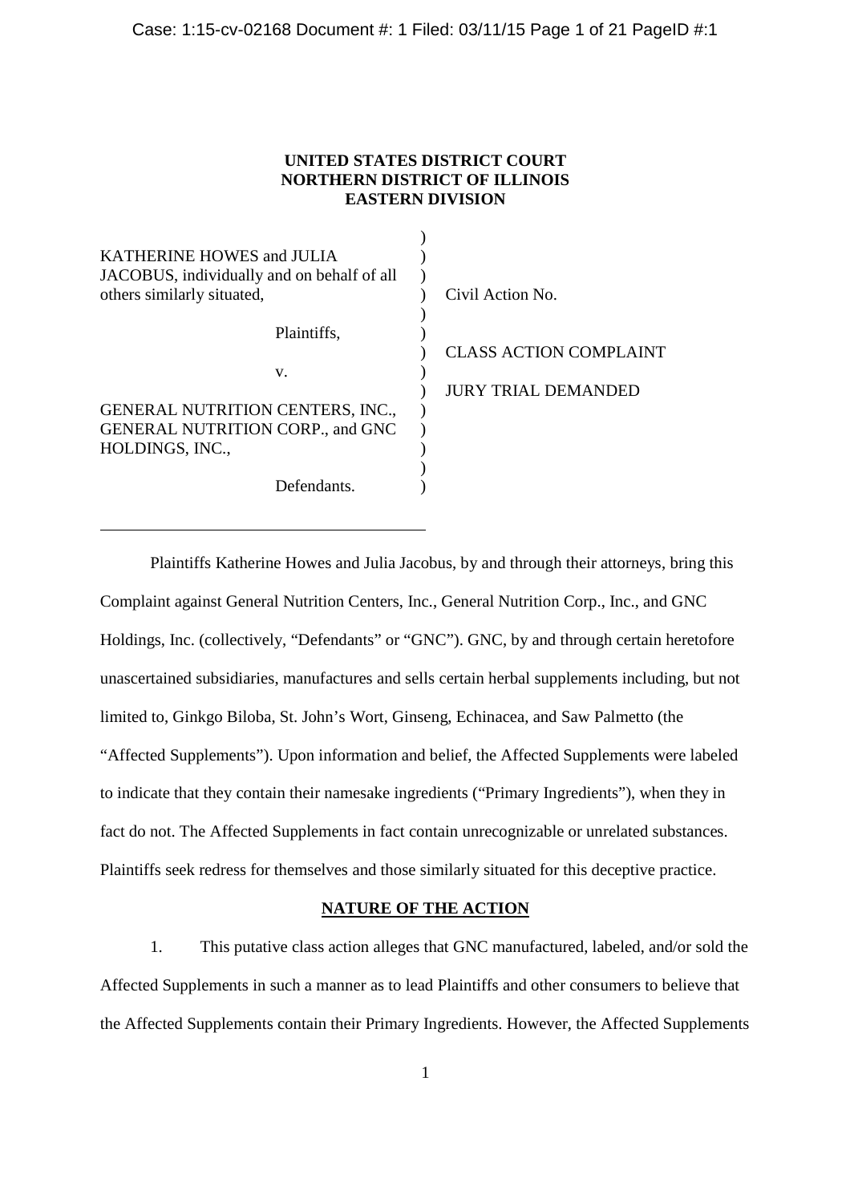**UNITED STATES DISTRICT COURT**
**NORTHERN DISTRICT OF ILLINOIS**
**EASTERN DIVISION**

| | | |
|---|---|---|
| KATHERINE HOWES and JULIA JACOBUS, individually and on behalf of all others similarly situated, | ) | Civil Action No. |
| Plaintiffs, | ) | CLASS ACTION COMPLAINT |
| v. | ) | JURY TRIAL DEMANDED |
| GENERAL NUTRITION CENTERS, INC., GENERAL NUTRITION CORP., and GNC HOLDINGS, INC., | ) | |
| Defendants. | ) | |

Plaintiffs Katherine Howes and Julia Jacobus, by and through their attorneys, bring this Complaint against General Nutrition Centers, Inc., General Nutrition Corp., Inc., and GNC Holdings, Inc. (collectively, "Defendants" or "GNC"). GNC, by and through certain heretofore unascertained subsidiaries, manufactures and sells certain herbal supplements including, but not limited to, Ginkgo Biloba, St. John's Wort, Ginseng, Echinacea, and Saw Palmetto (the "Affected Supplements"). Upon information and belief, the Affected Supplements were labeled to indicate that they contain their namesake ingredients ("Primary Ingredients"), when they in fact do not. The Affected Supplements in fact contain unrecognizable or unrelated substances. Plaintiffs seek redress for themselves and those similarly situated for this deceptive practice.

## NATURE OF THE ACTION

1. This putative class action alleges that GNC manufactured, labeled, and/or sold the Affected Supplements in such a manner as to lead Plaintiffs and other consumers to believe that the Affected Supplements contain their Primary Ingredients. However, the Affected Supplements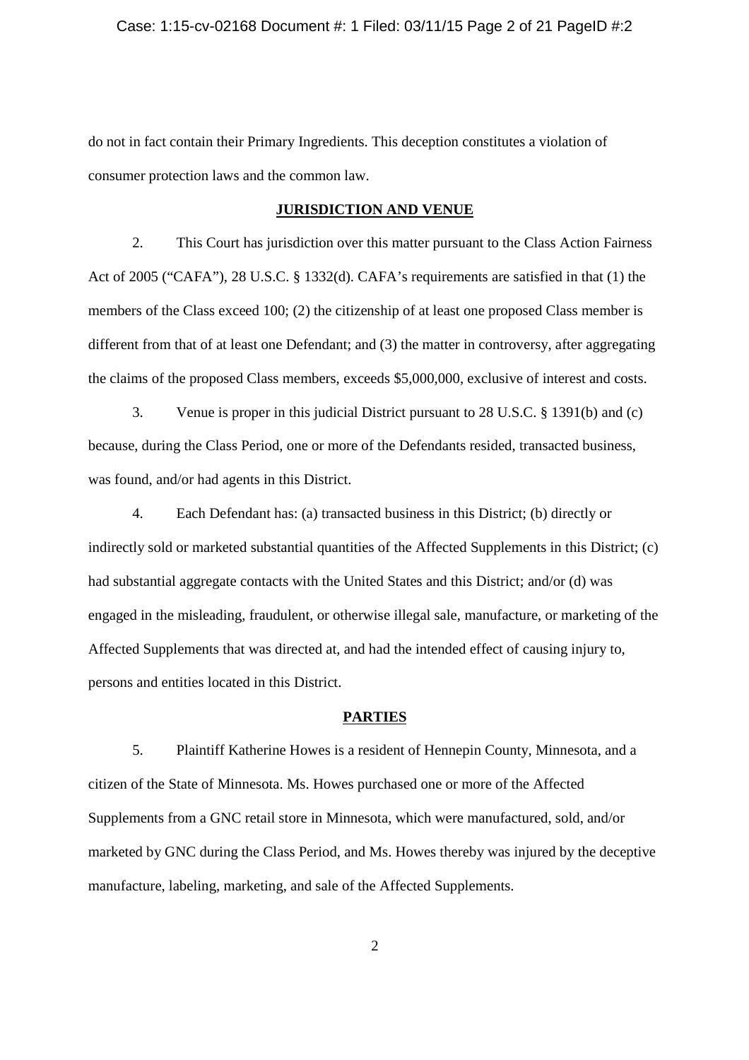do not in fact contain their Primary Ingredients. This deception constitutes a violation of consumer protection laws and the common law.

## JURISDICTION AND VENUE

2. This Court has jurisdiction over this matter pursuant to the Class Action Fairness Act of 2005 ("CAFA"), 28 U.S.C. § 1332(d). CAFA's requirements are satisfied in that (1) the members of the Class exceed 100; (2) the citizenship of at least one proposed Class member is different from that of at least one Defendant; and (3) the matter in controversy, after aggregating the claims of the proposed Class members, exceeds $5,000,000, exclusive of interest and costs.

3. Venue is proper in this judicial District pursuant to 28 U.S.C. § 1391(b) and (c) because, during the Class Period, one or more of the Defendants resided, transacted business, was found, and/or had agents in this District.

4. Each Defendant has: (a) transacted business in this District; (b) directly or indirectly sold or marketed substantial quantities of the Affected Supplements in this District; (c) had substantial aggregate contacts with the United States and this District; and/or (d) was engaged in the misleading, fraudulent, or otherwise illegal sale, manufacture, or marketing of the Affected Supplements that was directed at, and had the intended effect of causing injury to, persons and entities located in this District.

## PARTIES

5. Plaintiff Katherine Howes is a resident of Hennepin County, Minnesota, and a citizen of the State of Minnesota. Ms. Howes purchased one or more of the Affected Supplements from a GNC retail store in Minnesota, which were manufactured, sold, and/or marketed by GNC during the Class Period, and Ms. Howes thereby was injured by the deceptive manufacture, labeling, marketing, and sale of the Affected Supplements.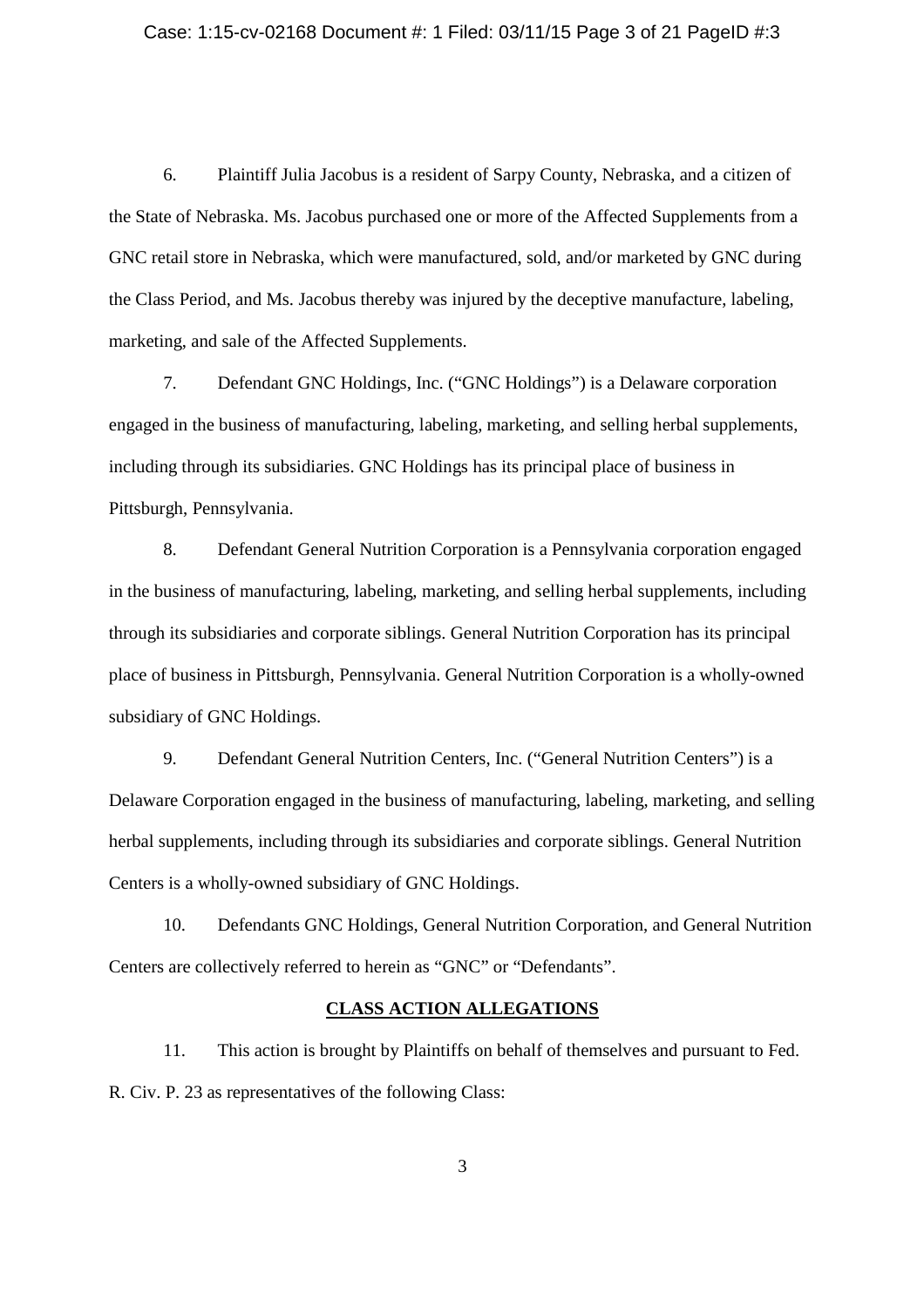6. Plaintiff Julia Jacobus is a resident of Sarpy County, Nebraska, and a citizen of the State of Nebraska. Ms. Jacobus purchased one or more of the Affected Supplements from a GNC retail store in Nebraska, which were manufactured, sold, and/or marketed by GNC during the Class Period, and Ms. Jacobus thereby was injured by the deceptive manufacture, labeling, marketing, and sale of the Affected Supplements.

7. Defendant GNC Holdings, Inc. ("GNC Holdings") is a Delaware corporation engaged in the business of manufacturing, labeling, marketing, and selling herbal supplements, including through its subsidiaries. GNC Holdings has its principal place of business in Pittsburgh, Pennsylvania.

8. Defendant General Nutrition Corporation is a Pennsylvania corporation engaged in the business of manufacturing, labeling, marketing, and selling herbal supplements, including through its subsidiaries and corporate siblings. General Nutrition Corporation has its principal place of business in Pittsburgh, Pennsylvania. General Nutrition Corporation is a wholly-owned subsidiary of GNC Holdings.

9. Defendant General Nutrition Centers, Inc. ("General Nutrition Centers") is a Delaware Corporation engaged in the business of manufacturing, labeling, marketing, and selling herbal supplements, including through its subsidiaries and corporate siblings. General Nutrition Centers is a wholly-owned subsidiary of GNC Holdings.

10. Defendants GNC Holdings, General Nutrition Corporation, and General Nutrition Centers are collectively referred to herein as "GNC" or "Defendants".

**CLASS ACTION ALLEGATIONS**

11. This action is brought by Plaintiffs on behalf of themselves and pursuant to Fed. R. Civ. P. 23 as representatives of the following Class: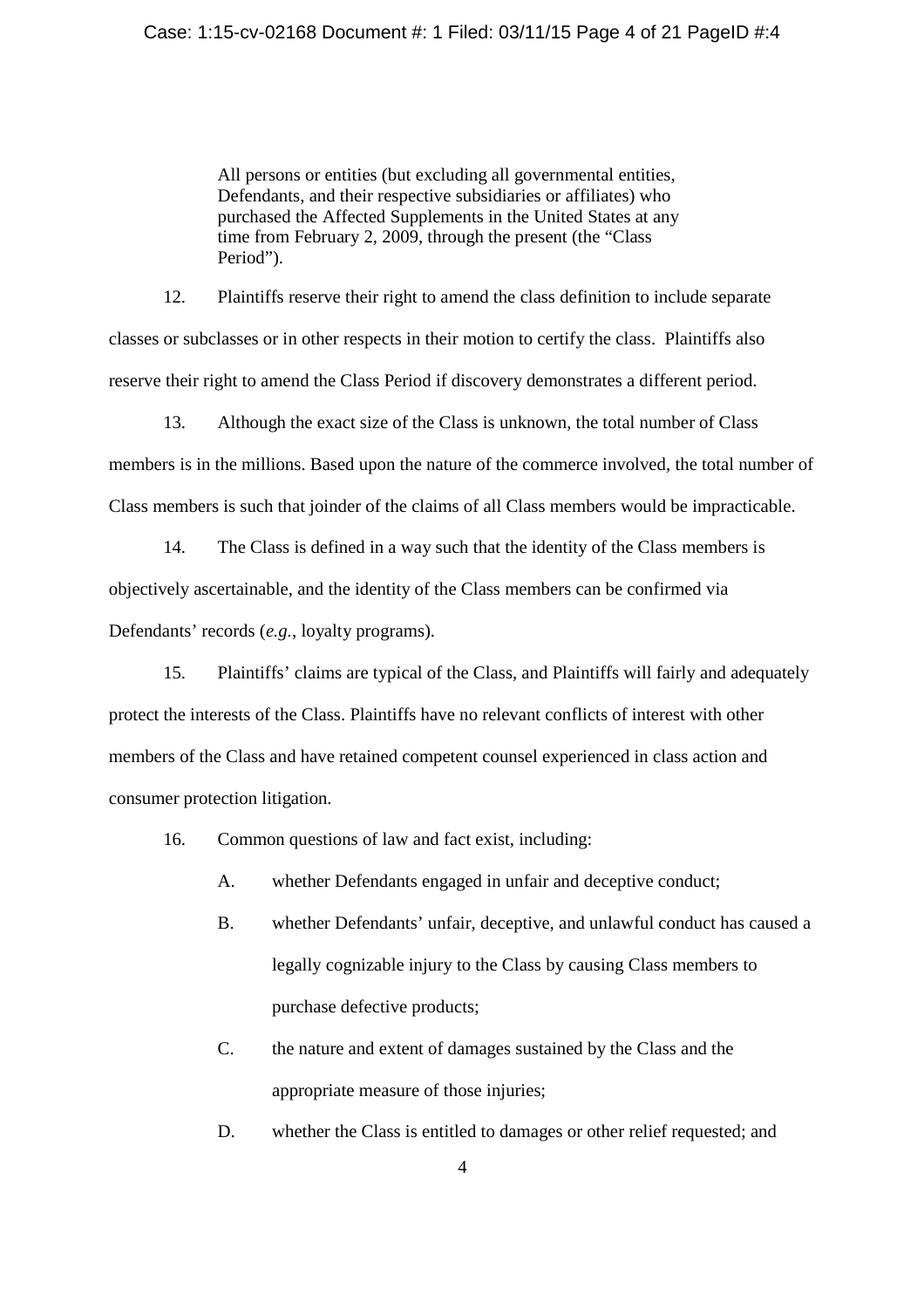> All persons or entities (but excluding all governmental entities, Defendants, and their respective subsidiaries or affiliates) who purchased the Affected Supplements in the United States at any time from February 2, 2009, through the present (the "Class Period").

12. Plaintiffs reserve their right to amend the class definition to include separate classes or subclasses or in other respects in their motion to certify the class. Plaintiffs also reserve their right to amend the Class Period if discovery demonstrates a different period.

13. Although the exact size of the Class is unknown, the total number of Class members is in the millions. Based upon the nature of the commerce involved, the total number of Class members is such that joinder of the claims of all Class members would be impracticable.

14. The Class is defined in a way such that the identity of the Class members is objectively ascertainable, and the identity of the Class members can be confirmed via Defendants' records (*e.g.*, loyalty programs).

15. Plaintiffs' claims are typical of the Class, and Plaintiffs will fairly and adequately protect the interests of the Class. Plaintiffs have no relevant conflicts of interest with other members of the Class and have retained competent counsel experienced in class action and consumer protection litigation.

16. Common questions of law and fact exist, including:

   A. whether Defendants engaged in unfair and deceptive conduct;

   B. whether Defendants' unfair, deceptive, and unlawful conduct has caused a legally cognizable injury to the Class by causing Class members to purchase defective products;

   C. the nature and extent of damages sustained by the Class and the appropriate measure of those injuries;

   D. whether the Class is entitled to damages or other relief requested; and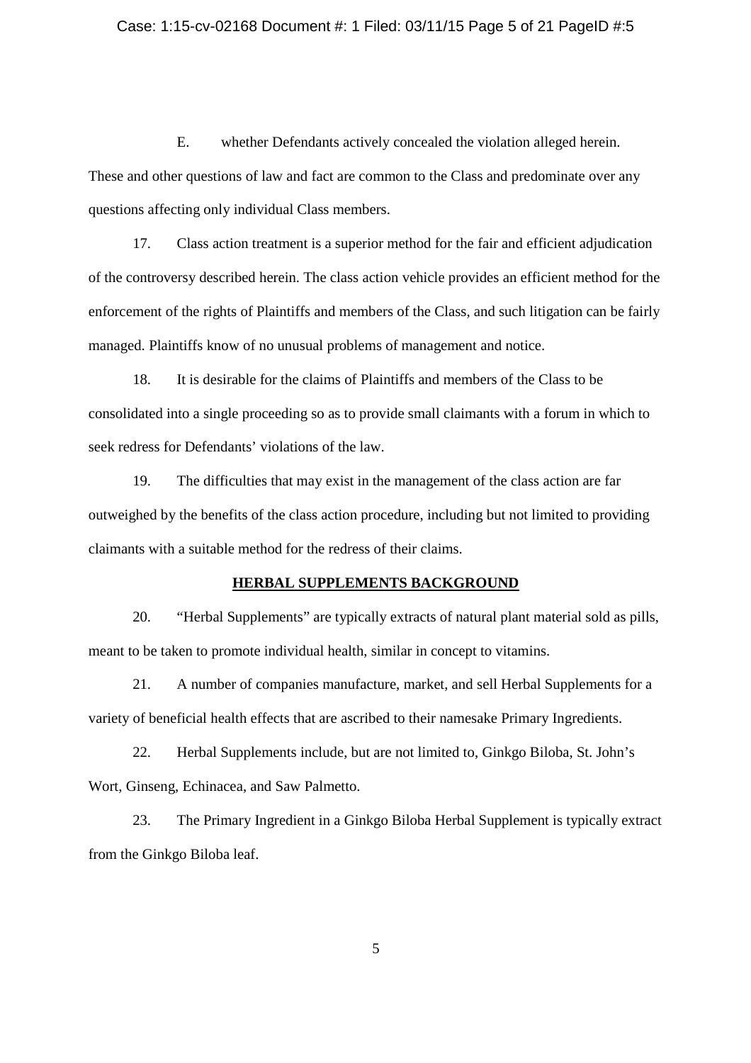E. whether Defendants actively concealed the violation alleged herein.

These and other questions of law and fact are common to the Class and predominate over any questions affecting only individual Class members.

17. Class action treatment is a superior method for the fair and efficient adjudication of the controversy described herein. The class action vehicle provides an efficient method for the enforcement of the rights of Plaintiffs and members of the Class, and such litigation can be fairly managed. Plaintiffs know of no unusual problems of management and notice.

18. It is desirable for the claims of Plaintiffs and members of the Class to be consolidated into a single proceeding so as to provide small claimants with a forum in which to seek redress for Defendants' violations of the law.

19. The difficulties that may exist in the management of the class action are far outweighed by the benefits of the class action procedure, including but not limited to providing claimants with a suitable method for the redress of their claims.

## HERBAL SUPPLEMENTS BACKGROUND

20. "Herbal Supplements" are typically extracts of natural plant material sold as pills, meant to be taken to promote individual health, similar in concept to vitamins.

21. A number of companies manufacture, market, and sell Herbal Supplements for a variety of beneficial health effects that are ascribed to their namesake Primary Ingredients.

22. Herbal Supplements include, but are not limited to, Ginkgo Biloba, St. John's Wort, Ginseng, Echinacea, and Saw Palmetto.

23. The Primary Ingredient in a Ginkgo Biloba Herbal Supplement is typically extract from the Ginkgo Biloba leaf.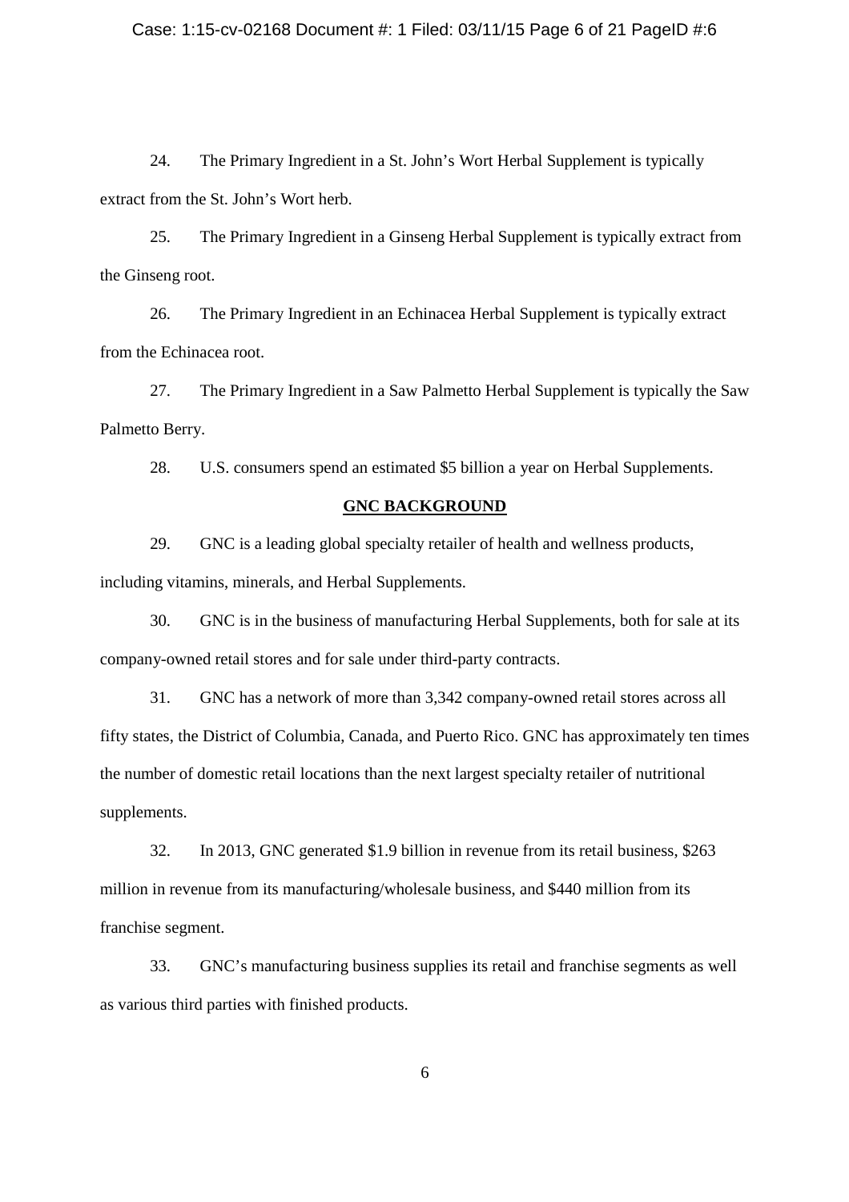24. The Primary Ingredient in a St. John's Wort Herbal Supplement is typically extract from the St. John's Wort herb.

25. The Primary Ingredient in a Ginseng Herbal Supplement is typically extract from the Ginseng root.

26. The Primary Ingredient in an Echinacea Herbal Supplement is typically extract from the Echinacea root.

27. The Primary Ingredient in a Saw Palmetto Herbal Supplement is typically the Saw Palmetto Berry.

28. U.S. consumers spend an estimated $5 billion a year on Herbal Supplements.

## GNC BACKGROUND

29. GNC is a leading global specialty retailer of health and wellness products, including vitamins, minerals, and Herbal Supplements.

30. GNC is in the business of manufacturing Herbal Supplements, both for sale at its company-owned retail stores and for sale under third-party contracts.

31. GNC has a network of more than 3,342 company-owned retail stores across all fifty states, the District of Columbia, Canada, and Puerto Rico. GNC has approximately ten times the number of domestic retail locations than the next largest specialty retailer of nutritional supplements.

32. In 2013, GNC generated $1.9 billion in revenue from its retail business, $263 million in revenue from its manufacturing/wholesale business, and $440 million from its franchise segment.

33. GNC's manufacturing business supplies its retail and franchise segments as well as various third parties with finished products.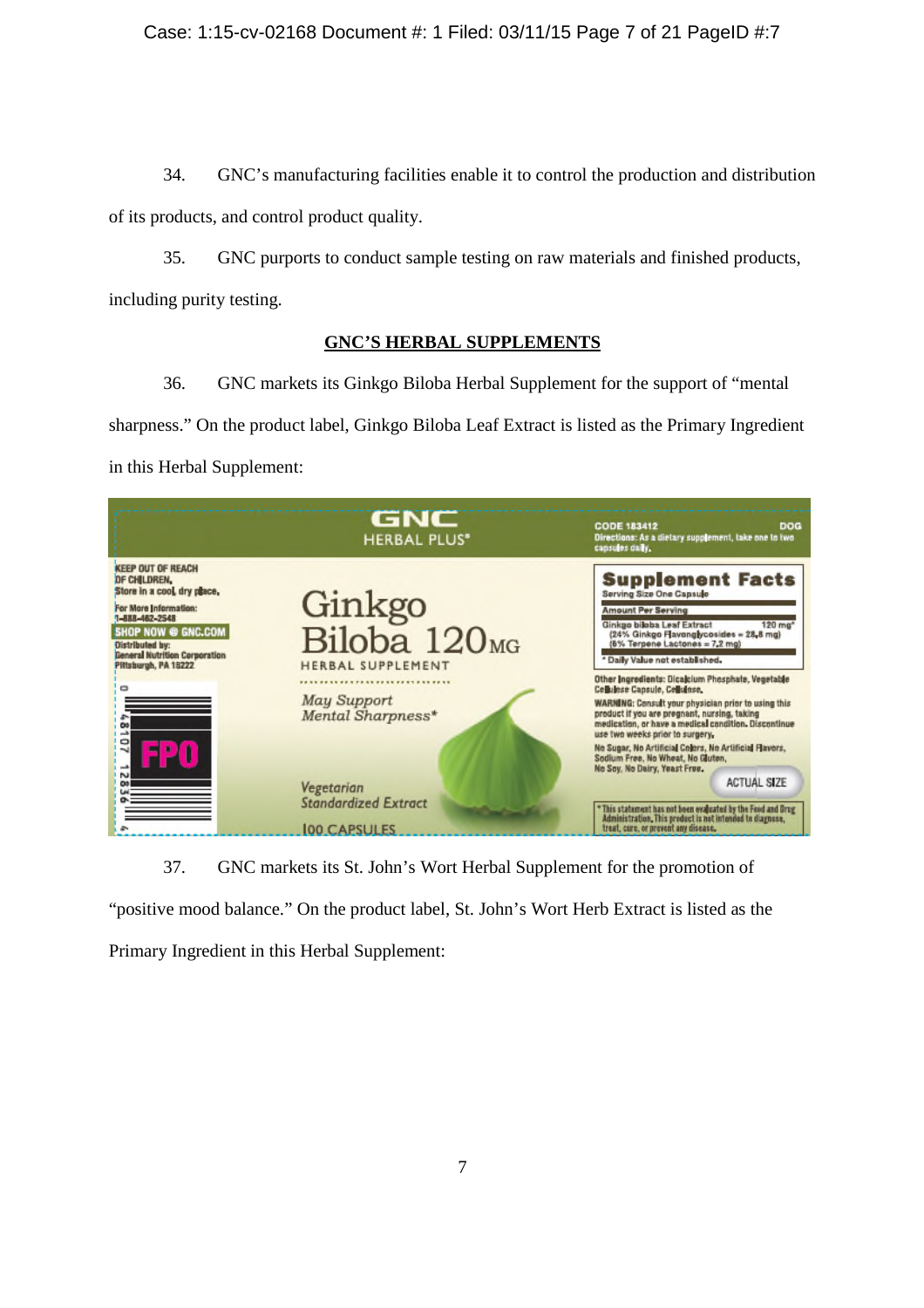34. GNC's manufacturing facilities enable it to control the production and distribution of its products, and control product quality.

35. GNC purports to conduct sample testing on raw materials and finished products, including purity testing.

## GNC'S HERBAL SUPPLEMENTS

36. GNC markets its Ginkgo Biloba Herbal Supplement for the support of "mental sharpness." On the product label, Ginkgo Biloba Leaf Extract is listed as the Primary Ingredient in this Herbal Supplement:

GNC HERBAL PLUS®

KEEP OUT OF REACH OF CHILDREN. Store in a cool, dry place.

For More Information: 1-888-462-2548

SHOP NOW @ GNC.COM

Distributed by: General Nutrition Corporation Pittsburgh, PA 15222

FPO

Ginkgo Biloba 120MG

HERBAL SUPPLEMENT

May Support Mental Sharpness*

Vegetarian Standardized Extract

100 CAPSULES

CODE 183412 DOG

Directions: As a dietary supplement, take one to two capsules daily.

**Supplement Facts**

Serving Size One Capsule

| Amount Per Serving | |
|---|---|
| Ginkgo biloba Leaf Extract (24% Ginkgo Flavonglycosides = 28.8 mg) (6% Terpene Lactones = 7.2 mg) | 120 mg* |

* Daily Value not established.

Other Ingredients: Dicalcium Phosphate, Vegetable Cellulose Capsule, Cellulose.

WARNING: Consult your physician prior to using this product if you are pregnant, nursing, taking medication, or have a medical condition. Discontinue use two weeks prior to surgery.

No Sugar, No Artificial Colors, No Artificial Flavors, Sodium Free, No Wheat, No Gluten, No Soy, No Dairy, Yeast Free.

ACTUAL SIZE

*This statement has not been evaluated by the Food and Drug Administration. This product is not intended to diagnose, treat, cure, or prevent any disease.

37. GNC markets its St. John's Wort Herbal Supplement for the promotion of "positive mood balance." On the product label, St. John's Wort Herb Extract is listed as the Primary Ingredient in this Herbal Supplement: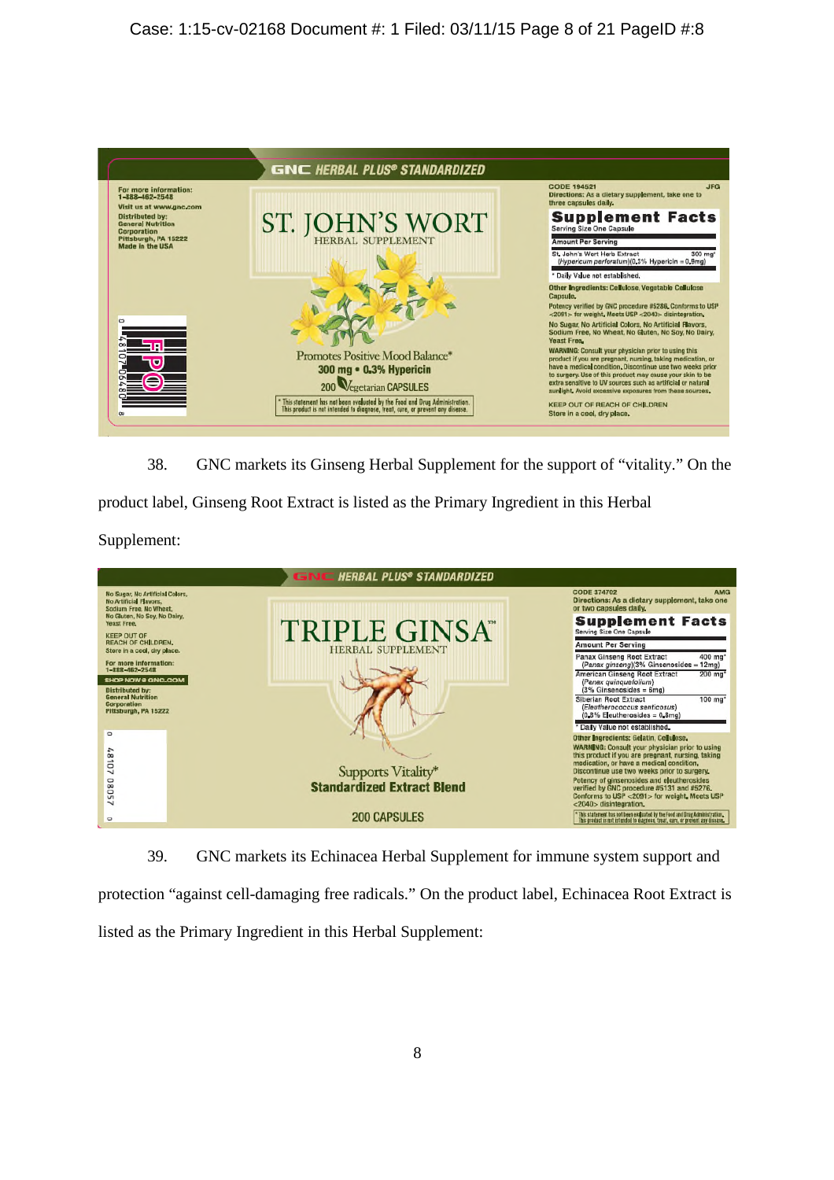GNC HERBAL PLUS® STANDARDIZED

For more information: 1-888-462-2548
Visit us at www.gnc.com
Distributed by: General Nutrition Corporation Pittsburgh, PA 15222
Made in the USA

ST. JOHN'S WORT
HERBAL SUPPLEMENT

Promotes Positive Mood Balance*
300 mg • 0.3% Hypericin
200 Vegetarian CAPSULES

* This statement has not been evaluated by the Food and Drug Administration. This product is not intended to diagnose, treat, cure, or prevent any disease.

CODE 194521 JFG
Directions: As a dietary supplement, take one to three capsules daily.

**Supplement Facts**
Serving Size One Capsule

| Amount Per Serving | |
|---|---|
| St. John's Wort Herb Extract (*Hypericum perforatum*)(0.3% Hypericin = 0.9mg) | 300 mg* |

* Daily Value not established.

Other Ingredients: Cellulose, Vegetable Cellulose Capsule.
Potency verified by GNC procedure #5288. Conforms to USP <2091> for weight. Meets USP <2040> disintegration.
No Sugar, No Artificial Colors, No Artificial Flavors, Sodium Free, No Wheat, No Gluten, No Soy, No Dairy, Yeast Free.
WARNING: Consult your physician prior to using this product if you are pregnant, nursing, taking medication, or have a medical condition. Discontinue use two weeks prior to surgery. Use of this product may cause your skin to be extra sensitive to UV sources such as artificial or natural sunlight. Avoid excessive exposures from these sources.
KEEP OUT OF REACH OF CHILDREN
Store in a cool, dry place.

38. GNC markets its Ginseng Herbal Supplement for the support of "vitality." On the product label, Ginseng Root Extract is listed as the Primary Ingredient in this Herbal Supplement:

GNC HERBAL PLUS® STANDARDIZED

No Sugar, No Artificial Colors, No Artificial Flavors, Sodium Free, No Wheat, No Gluten, No Soy, No Dairy, Yeast Free.
KEEP OUT OF REACH OF CHILDREN.
Store in a cool, dry place.
For more information: 1-888-462-2548
SHOP NOW @ GNC.COM
Distributed by: General Nutrition Corporation Pittsburgh, PA 15222

TRIPLE GINSA™
HERBAL SUPPLEMENT

Supports Vitality*
Standardized Extract Blend
200 CAPSULES

CODE 374702 AMG
Directions: As a dietary supplement, take one or two capsules daily.

**Supplement Facts**
Serving Size One Capsule

| Amount Per Serving | |
|---|---|
| Panax Ginseng Root Extract (*Panax ginseng*)(3% Ginsenosides = 12mg) | 400 mg* |
| American Ginseng Root Extract (*Panax quinquefolium*) (3% Ginsenosides = 6mg) | 200 mg* |
| Siberian Root Extract (*Eleutherococcus senticosus*) (0.3% Eleutherosides = 0.3mg) | 100 mg* |

* Daily Value not established.

Other Ingredients: Gelatin, Cellulose.
WARNING: Consult your physician prior to using this product if you are pregnant, nursing, taking medication, or have a medical condition. Discontinue use two weeks prior to surgery.
Potency of ginsenosides and eleutherosides verified by GNC procedure #5131 and #5276. Conforms to USP <2091> for weight. Meets USP <2040> disintegration.
* This statement has not been evaluated by the Food and Drug Administration. This product is not intended to diagnose, treat, cure, or prevent any disease.

39. GNC markets its Echinacea Herbal Supplement for immune system support and protection "against cell-damaging free radicals." On the product label, Echinacea Root Extract is listed as the Primary Ingredient in this Herbal Supplement: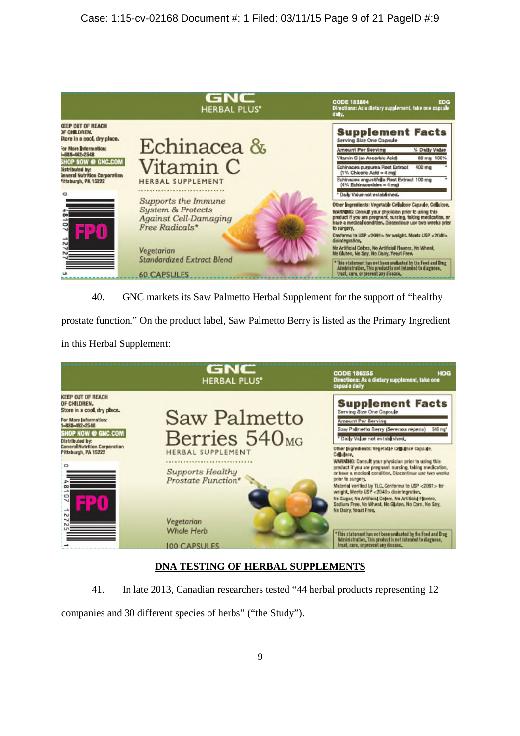GNC
HERBAL PLUS®

CODE 183804 EOG
Directions: As a dietary supplement, take one capsule daily.

KEEP OUT OF REACH OF CHILDREN.
Store in a cool, dry place.
For More Information: 1-888-462-2548
SHOP NOW @ GNC.COM
Distributed by: General Nutrition Corporation Pittsburgh, PA 15222

FPO

# Echinacea & Vitamin C

HERBAL SUPPLEMENT

*Supports the Immune System & Protects Against Cell-Damaging Free Radicals**

*Vegetarian*
*Standardized Extract Blend*

60 CAPSULES

**Supplement Facts**
Serving Size One Capsule

| Amount Per Serving | | % Daily Value |
|---|---|---|
| Vitamin C (as Ascorbic Acid) | 60 mg | 100% |
| Echinacea purpurea Root Extract (1% Chicoric Acid = 4 mg) | 400 mg | * |
| Echinacea angustifolia Root Extract (4% Echinacosides = 4 mg) | 100 mg | * |

* Daily Value not established.

Other Ingredients: Vegetable Cellulose Capsule, Cellulose.
WARNING: Consult your physician prior to using this product if you are pregnant, nursing, taking medication, or have a medical condition. Discontinue use two weeks prior to surgery.
Conforms to USP <2091> for weight. Meets USP <2040> disintegration.
No Artificial Colors, No Artificial Flavors, No Wheat, No Gluten, No Soy, No Dairy, Yeast Free.
*This statement has not been evaluated by the Food and Drug Administration. This product is not intended to diagnose, treat, cure, or prevent any disease.

40. GNC markets its Saw Palmetto Herbal Supplement for the support of "healthy prostate function." On the product label, Saw Palmetto Berry is listed as the Primary Ingredient in this Herbal Supplement:

GNC
HERBAL PLUS®

CODE 186255 HOG
Directions: As a dietary supplement, take one capsule daily.

KEEP OUT OF REACH OF CHILDREN.
Store in a cool, dry place.
For More Information: 1-888-462-2548
SHOP NOW @ GNC.COM
Distributed by: General Nutrition Corporation Pittsburgh, PA 15222

FPO

# Saw Palmetto Berries 540MG

HERBAL SUPPLEMENT

*Supports Healthy Prostate Function**

*Vegetarian*
*Whole Herb*

100 CAPSULES

**Supplement Facts**
Serving Size One Capsule

| Amount Per Serving | |
|---|---|
| Saw Palmetto Berry (*Serenoa repens*) | 540 mg* |

* Daily Value not established.

Other Ingredients: Vegetable Cellulose Capsule, Cellulose.
WARNING: Consult your physician prior to using this product if you are pregnant, nursing, taking medication, or have a medical condition. Discontinue use two weeks prior to surgery.
Material verified by TLC. Conforms to USP <2091> for weight. Meets USP <2040> disintegration.
No Sugar, No Artificial Colors, No Artificial Flavors, Sodium Free, No Wheat, No Gluten, No Corn, No Soy, No Dairy, Yeast Free.
*This statement has not been evaluated by the Food and Drug Administration. This product is not intended to diagnose, treat, cure, or prevent any disease.

## DNA TESTING OF HERBAL SUPPLEMENTS

41. In late 2013, Canadian researchers tested "44 herbal products representing 12 companies and 30 different species of herbs" ("the Study").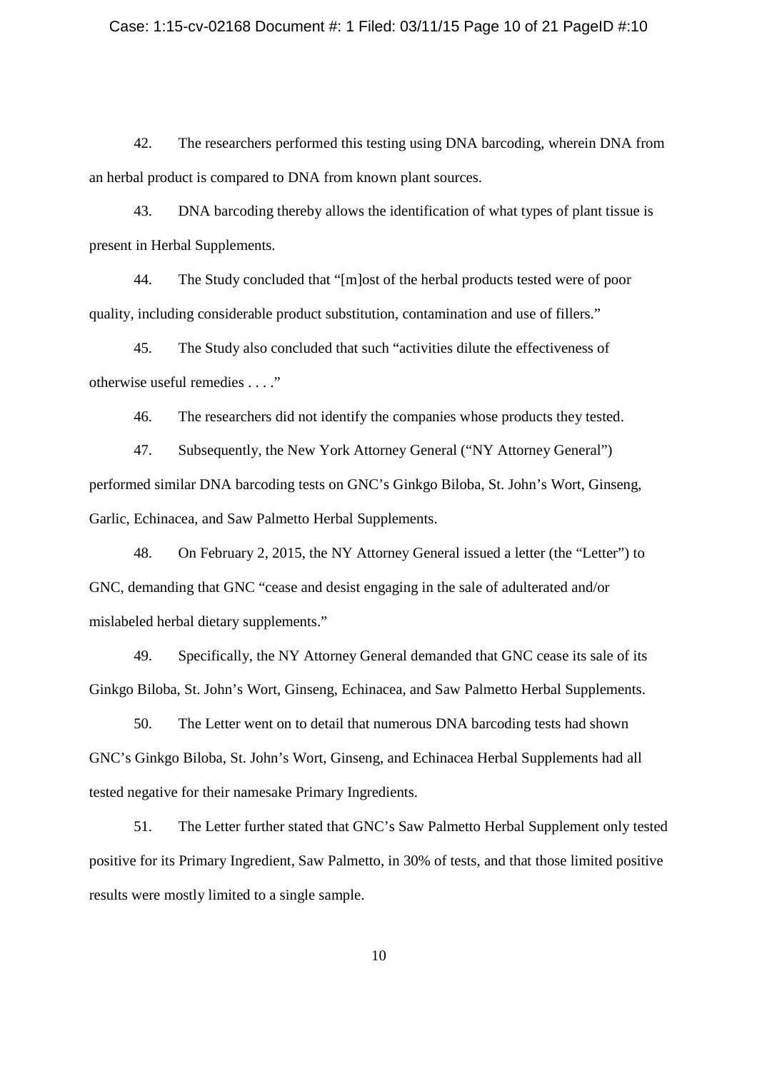42. The researchers performed this testing using DNA barcoding, wherein DNA from an herbal product is compared to DNA from known plant sources.

43. DNA barcoding thereby allows the identification of what types of plant tissue is present in Herbal Supplements.

44. The Study concluded that "[m]ost of the herbal products tested were of poor quality, including considerable product substitution, contamination and use of fillers."

45. The Study also concluded that such "activities dilute the effectiveness of otherwise useful remedies . . . ."

46. The researchers did not identify the companies whose products they tested.

47. Subsequently, the New York Attorney General ("NY Attorney General") performed similar DNA barcoding tests on GNC's Ginkgo Biloba, St. John's Wort, Ginseng, Garlic, Echinacea, and Saw Palmetto Herbal Supplements.

48. On February 2, 2015, the NY Attorney General issued a letter (the "Letter") to GNC, demanding that GNC "cease and desist engaging in the sale of adulterated and/or mislabeled herbal dietary supplements."

49. Specifically, the NY Attorney General demanded that GNC cease its sale of its Ginkgo Biloba, St. John's Wort, Ginseng, Echinacea, and Saw Palmetto Herbal Supplements.

50. The Letter went on to detail that numerous DNA barcoding tests had shown GNC's Ginkgo Biloba, St. John's Wort, Ginseng, and Echinacea Herbal Supplements had all tested negative for their namesake Primary Ingredients.

51. The Letter further stated that GNC's Saw Palmetto Herbal Supplement only tested positive for its Primary Ingredient, Saw Palmetto, in 30% of tests, and that those limited positive results were mostly limited to a single sample.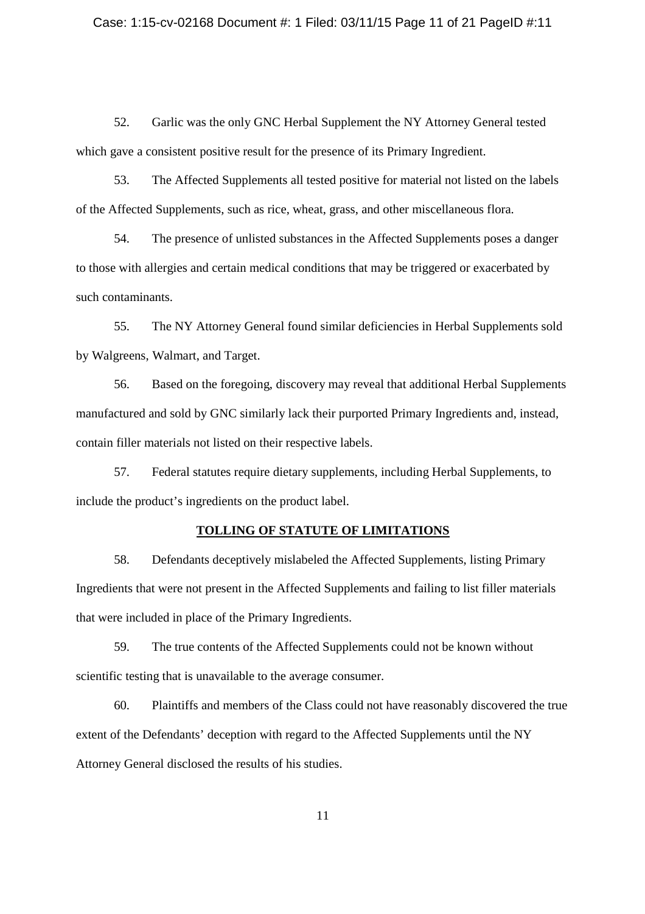52. Garlic was the only GNC Herbal Supplement the NY Attorney General tested which gave a consistent positive result for the presence of its Primary Ingredient.

53. The Affected Supplements all tested positive for material not listed on the labels of the Affected Supplements, such as rice, wheat, grass, and other miscellaneous flora.

54. The presence of unlisted substances in the Affected Supplements poses a danger to those with allergies and certain medical conditions that may be triggered or exacerbated by such contaminants.

55. The NY Attorney General found similar deficiencies in Herbal Supplements sold by Walgreens, Walmart, and Target.

56. Based on the foregoing, discovery may reveal that additional Herbal Supplements manufactured and sold by GNC similarly lack their purported Primary Ingredients and, instead, contain filler materials not listed on their respective labels.

57. Federal statutes require dietary supplements, including Herbal Supplements, to include the product's ingredients on the product label.

## TOLLING OF STATUTE OF LIMITATIONS

58. Defendants deceptively mislabeled the Affected Supplements, listing Primary Ingredients that were not present in the Affected Supplements and failing to list filler materials that were included in place of the Primary Ingredients.

59. The true contents of the Affected Supplements could not be known without scientific testing that is unavailable to the average consumer.

60. Plaintiffs and members of the Class could not have reasonably discovered the true extent of the Defendants' deception with regard to the Affected Supplements until the NY Attorney General disclosed the results of his studies.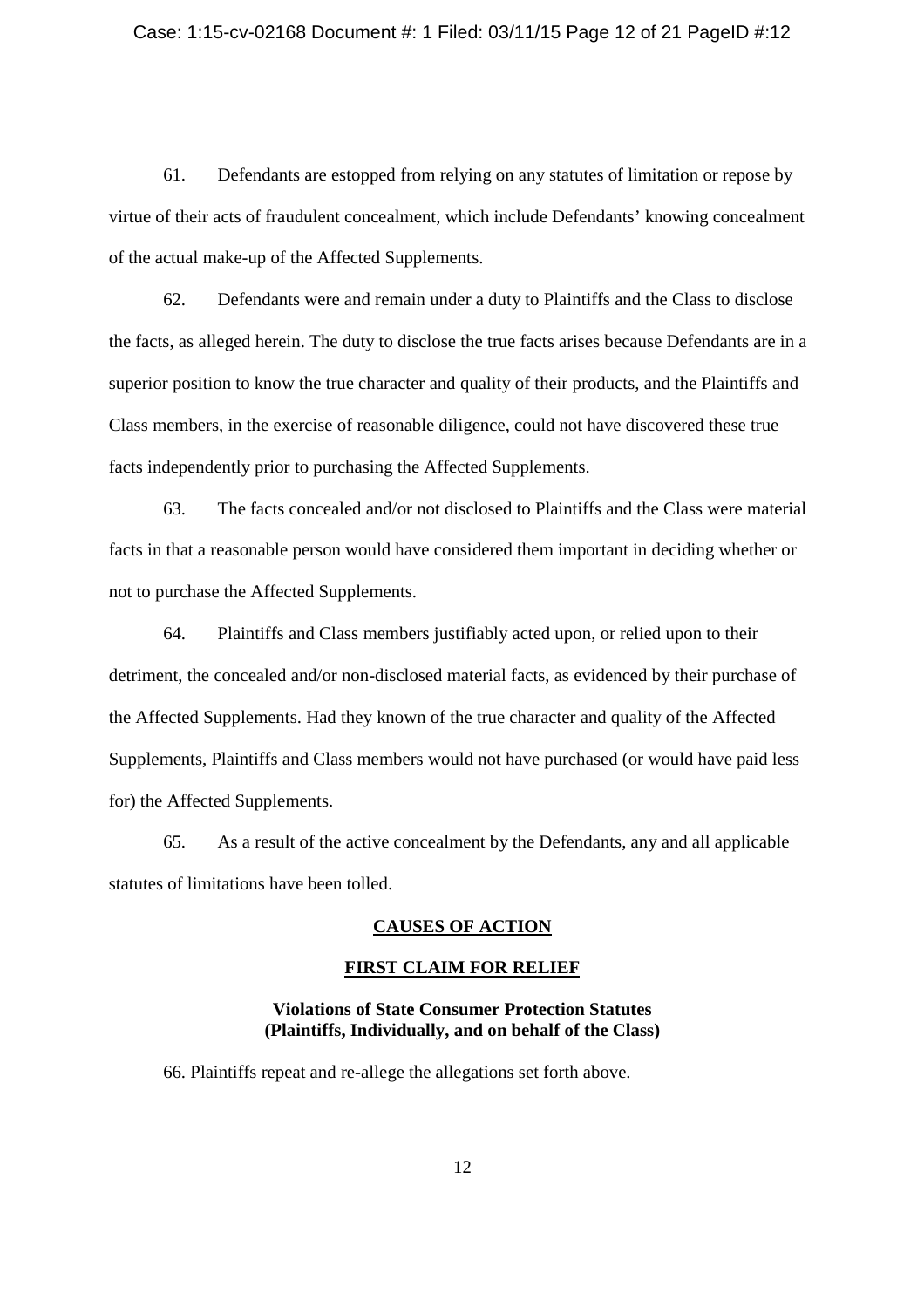61. Defendants are estopped from relying on any statutes of limitation or repose by virtue of their acts of fraudulent concealment, which include Defendants' knowing concealment of the actual make-up of the Affected Supplements.

62. Defendants were and remain under a duty to Plaintiffs and the Class to disclose the facts, as alleged herein. The duty to disclose the true facts arises because Defendants are in a superior position to know the true character and quality of their products, and the Plaintiffs and Class members, in the exercise of reasonable diligence, could not have discovered these true facts independently prior to purchasing the Affected Supplements.

63. The facts concealed and/or not disclosed to Plaintiffs and the Class were material facts in that a reasonable person would have considered them important in deciding whether or not to purchase the Affected Supplements.

64. Plaintiffs and Class members justifiably acted upon, or relied upon to their detriment, the concealed and/or non-disclosed material facts, as evidenced by their purchase of the Affected Supplements. Had they known of the true character and quality of the Affected Supplements, Plaintiffs and Class members would not have purchased (or would have paid less for) the Affected Supplements.

65. As a result of the active concealment by the Defendants, any and all applicable statutes of limitations have been tolled.

## CAUSES OF ACTION

### FIRST CLAIM FOR RELIEF

**Violations of State Consumer Protection Statutes (Plaintiffs, Individually, and on behalf of the Class)**

66. Plaintiffs repeat and re-allege the allegations set forth above.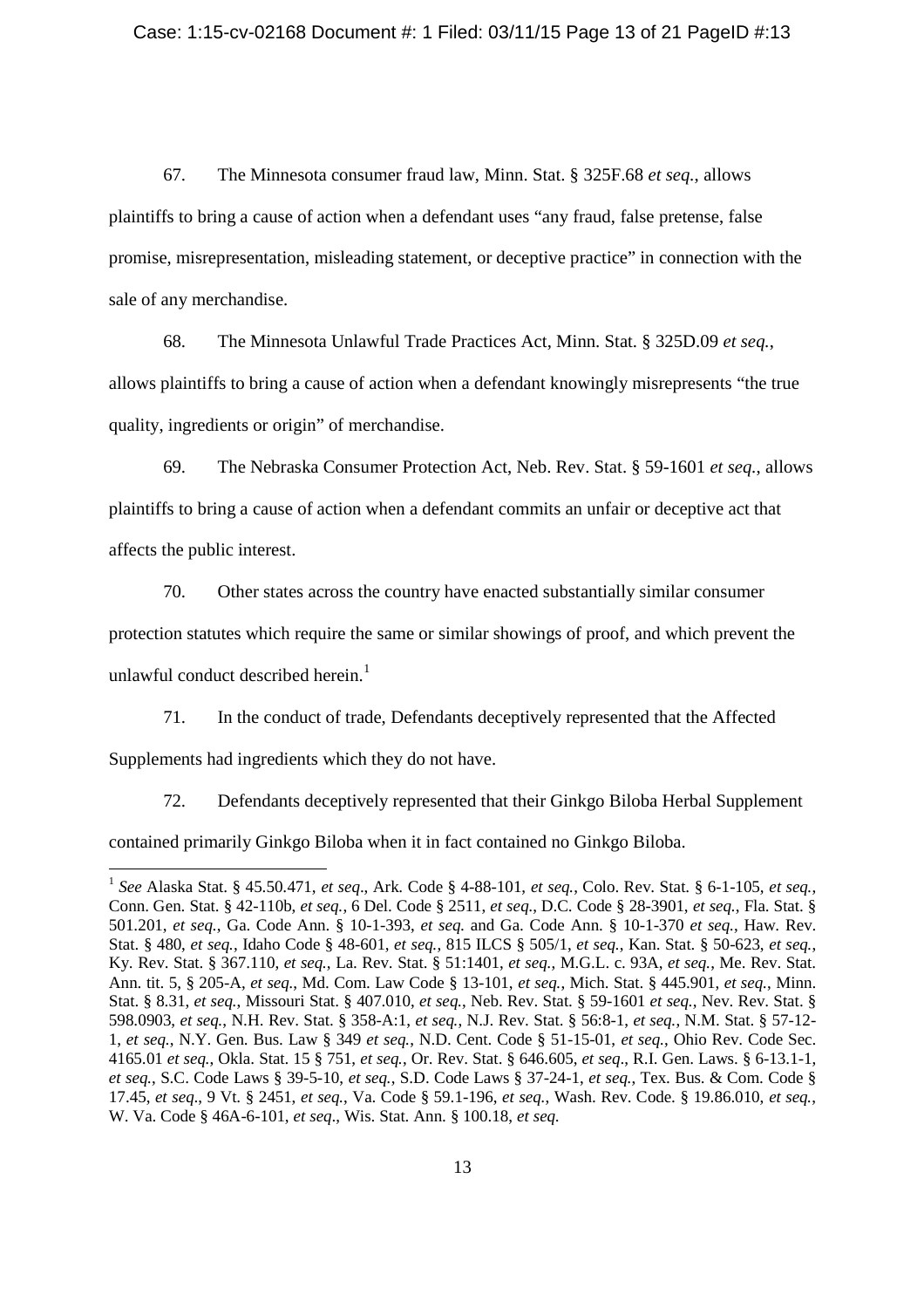67. The Minnesota consumer fraud law, Minn. Stat. § 325F.68 *et seq.*, allows plaintiffs to bring a cause of action when a defendant uses "any fraud, false pretense, false promise, misrepresentation, misleading statement, or deceptive practice" in connection with the sale of any merchandise.

68. The Minnesota Unlawful Trade Practices Act, Minn. Stat. § 325D.09 *et seq.*, allows plaintiffs to bring a cause of action when a defendant knowingly misrepresents "the true quality, ingredients or origin" of merchandise.

69. The Nebraska Consumer Protection Act, Neb. Rev. Stat. § 59-1601 *et seq.*, allows plaintiffs to bring a cause of action when a defendant commits an unfair or deceptive act that affects the public interest.

70. Other states across the country have enacted substantially similar consumer protection statutes which require the same or similar showings of proof, and which prevent the unlawful conduct described herein.[1]

71. In the conduct of trade, Defendants deceptively represented that the Affected Supplements had ingredients which they do not have.

72. Defendants deceptively represented that their Ginkgo Biloba Herbal Supplement contained primarily Ginkgo Biloba when it in fact contained no Ginkgo Biloba.

---

[1] *See* Alaska Stat. § 45.50.471, *et seq*., Ark. Code § 4-88-101, *et seq.*, Colo. Rev. Stat. § 6-1-105, *et seq.*, Conn. Gen. Stat. § 42-110b, *et seq.*, 6 Del. Code § 2511, *et seq.*, D.C. Code § 28-3901, *et seq.*, Fla. Stat. § 501.201, *et seq.*, Ga. Code Ann. § 10-1-393, *et seq.* and Ga. Code Ann. § 10-1-370 *et seq.*, Haw. Rev. Stat. § 480, *et seq.*, Idaho Code § 48-601, *et seq.*, 815 ILCS § 505/1, *et seq.*, Kan. Stat. § 50-623, *et seq.*, Ky. Rev. Stat. § 367.110, *et seq.*, La. Rev. Stat. § 51:1401, *et seq.*, M.G.L. c. 93A, *et seq.*, Me. Rev. Stat. Ann. tit. 5, § 205-A, *et seq.*, Md. Com. Law Code § 13-101, *et seq.*, Mich. Stat. § 445.901, *et seq.*, Minn. Stat. § 8.31, *et seq.*, Missouri Stat. § 407.010, *et seq.*, Neb. Rev. Stat. § 59-1601 *et seq.*, Nev. Rev. Stat. § 598.0903, *et seq.*, N.H. Rev. Stat. § 358-A:1, *et seq.*, N.J. Rev. Stat. § 56:8-1, *et seq.*, N.M. Stat. § 57-12-1, *et seq.*, N.Y. Gen. Bus. Law § 349 *et seq.*, N.D. Cent. Code § 51-15-01, *et seq.*, Ohio Rev. Code Sec. 4165.01 *et seq.*, Okla. Stat. 15 § 751, *et seq.*, Or. Rev. Stat. § 646.605, *et seq*., R.I. Gen. Laws. § 6-13.1-1, *et seq.*, S.C. Code Laws § 39-5-10, *et seq.*, S.D. Code Laws § 37-24-1, *et seq.*, Tex. Bus. & Com. Code § 17.45, *et seq*., 9 Vt. § 2451, *et seq.*, Va. Code § 59.1-196, *et seq.*, Wash. Rev. Code. § 19.86.010, *et seq.*, W. Va. Code § 46A-6-101, *et seq*., Wis. Stat. Ann. § 100.18, *et seq.*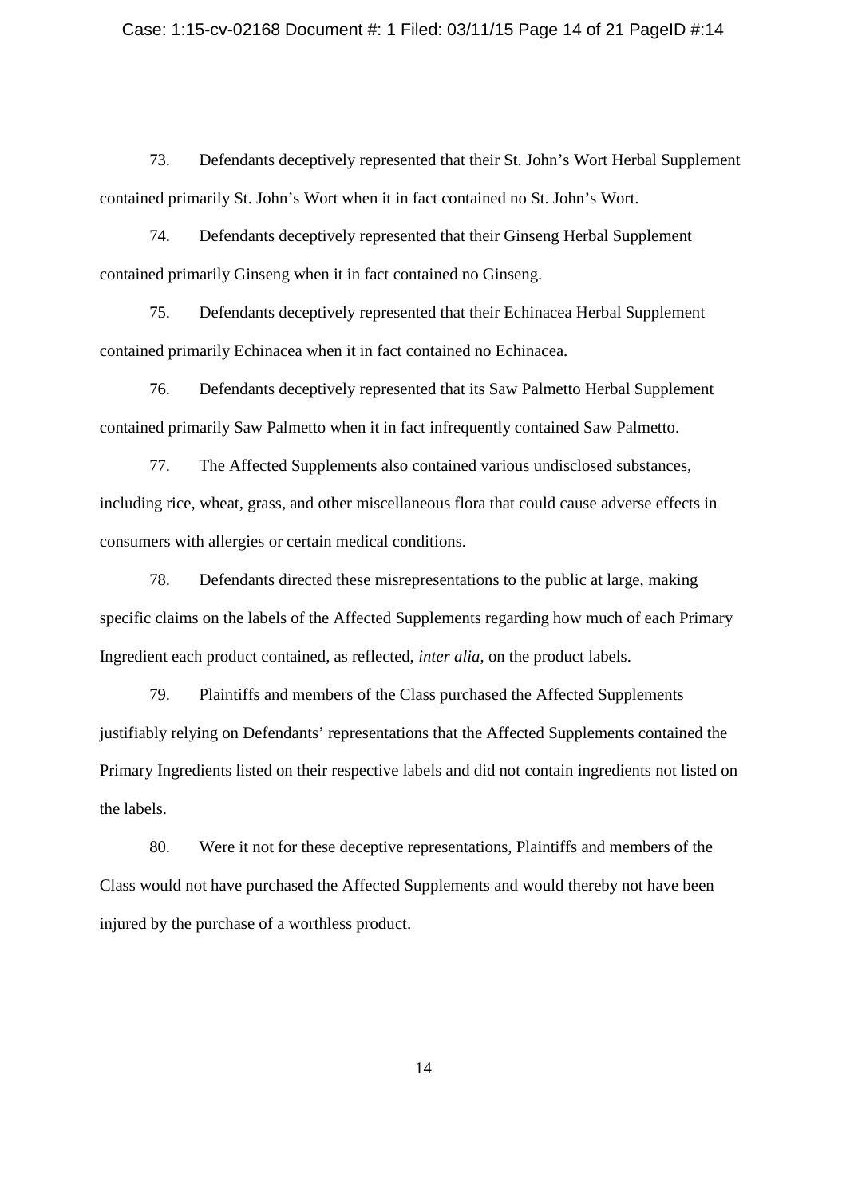73. Defendants deceptively represented that their St. John's Wort Herbal Supplement contained primarily St. John's Wort when it in fact contained no St. John's Wort.

74. Defendants deceptively represented that their Ginseng Herbal Supplement contained primarily Ginseng when it in fact contained no Ginseng.

75. Defendants deceptively represented that their Echinacea Herbal Supplement contained primarily Echinacea when it in fact contained no Echinacea.

76. Defendants deceptively represented that its Saw Palmetto Herbal Supplement contained primarily Saw Palmetto when it in fact infrequently contained Saw Palmetto.

77. The Affected Supplements also contained various undisclosed substances, including rice, wheat, grass, and other miscellaneous flora that could cause adverse effects in consumers with allergies or certain medical conditions.

78. Defendants directed these misrepresentations to the public at large, making specific claims on the labels of the Affected Supplements regarding how much of each Primary Ingredient each product contained, as reflected, *inter alia*, on the product labels.

79. Plaintiffs and members of the Class purchased the Affected Supplements justifiably relying on Defendants' representations that the Affected Supplements contained the Primary Ingredients listed on their respective labels and did not contain ingredients not listed on the labels.

80. Were it not for these deceptive representations, Plaintiffs and members of the Class would not have purchased the Affected Supplements and would thereby not have been injured by the purchase of a worthless product.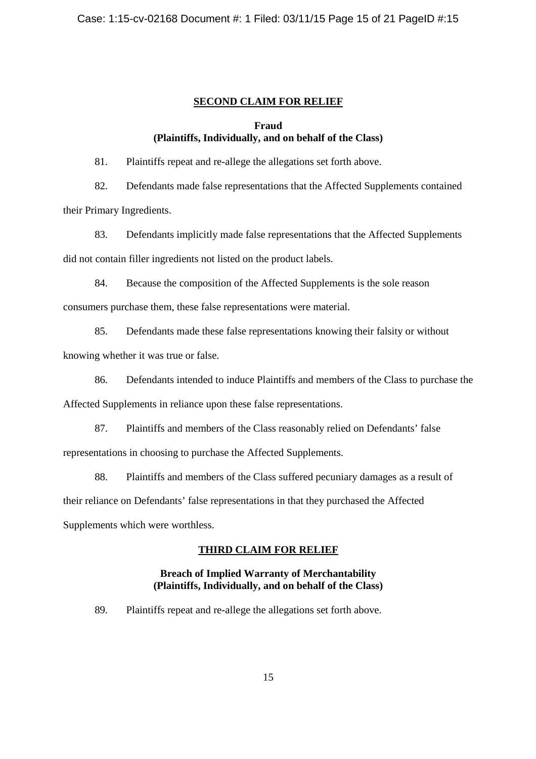## SECOND CLAIM FOR RELIEF

**Fraud**
**(Plaintiffs, Individually, and on behalf of the Class)**

81. Plaintiffs repeat and re-allege the allegations set forth above.

82. Defendants made false representations that the Affected Supplements contained their Primary Ingredients.

83. Defendants implicitly made false representations that the Affected Supplements did not contain filler ingredients not listed on the product labels.

84. Because the composition of the Affected Supplements is the sole reason consumers purchase them, these false representations were material.

85. Defendants made these false representations knowing their falsity or without knowing whether it was true or false.

86. Defendants intended to induce Plaintiffs and members of the Class to purchase the Affected Supplements in reliance upon these false representations.

87. Plaintiffs and members of the Class reasonably relied on Defendants' false representations in choosing to purchase the Affected Supplements.

88. Plaintiffs and members of the Class suffered pecuniary damages as a result of their reliance on Defendants' false representations in that they purchased the Affected Supplements which were worthless.

## THIRD CLAIM FOR RELIEF

**Breach of Implied Warranty of Merchantability**
**(Plaintiffs, Individually, and on behalf of the Class)**

89. Plaintiffs repeat and re-allege the allegations set forth above.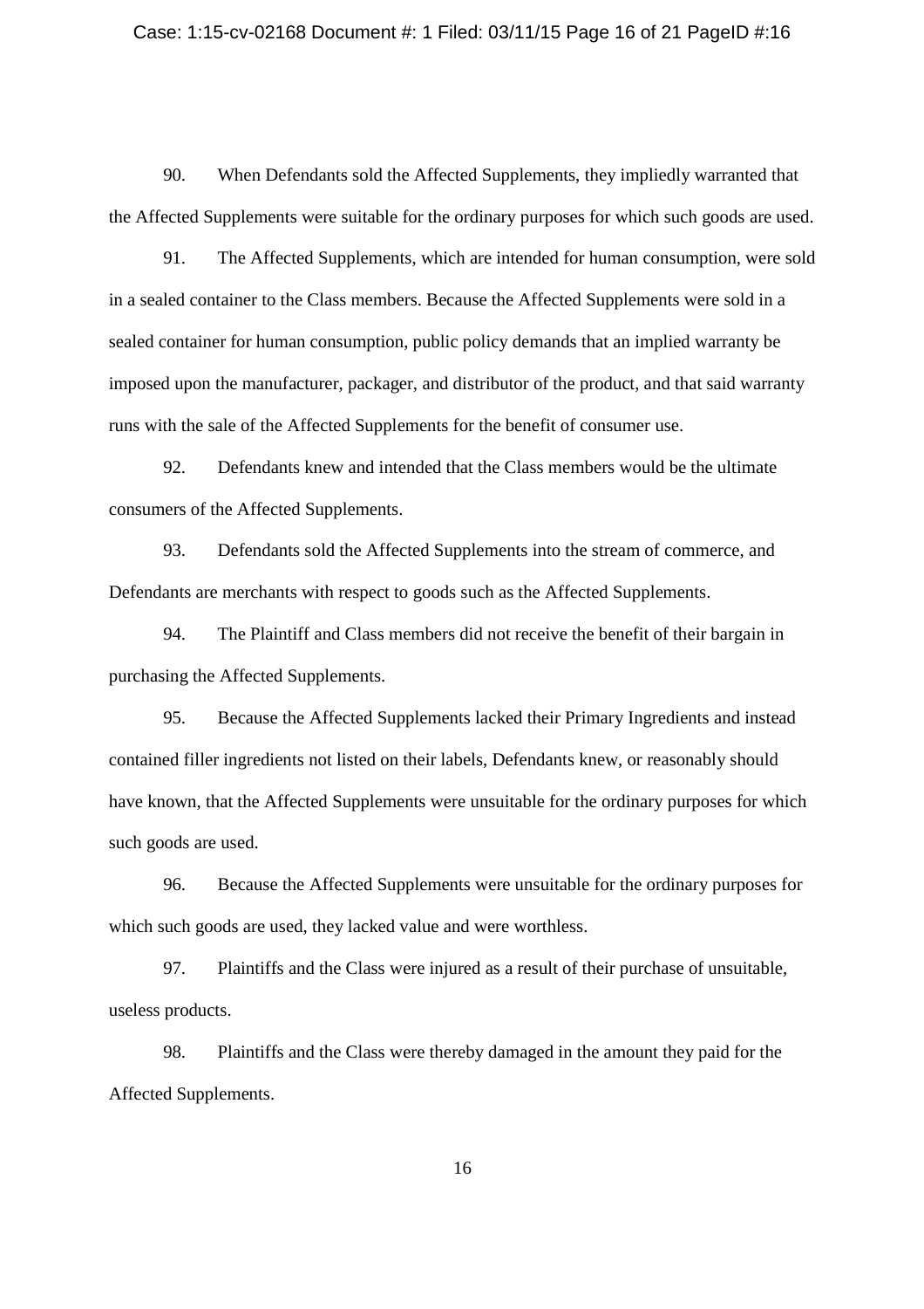90. When Defendants sold the Affected Supplements, they impliedly warranted that the Affected Supplements were suitable for the ordinary purposes for which such goods are used.

91. The Affected Supplements, which are intended for human consumption, were sold in a sealed container to the Class members. Because the Affected Supplements were sold in a sealed container for human consumption, public policy demands that an implied warranty be imposed upon the manufacturer, packager, and distributor of the product, and that said warranty runs with the sale of the Affected Supplements for the benefit of consumer use.

92. Defendants knew and intended that the Class members would be the ultimate consumers of the Affected Supplements.

93. Defendants sold the Affected Supplements into the stream of commerce, and Defendants are merchants with respect to goods such as the Affected Supplements.

94. The Plaintiff and Class members did not receive the benefit of their bargain in purchasing the Affected Supplements.

95. Because the Affected Supplements lacked their Primary Ingredients and instead contained filler ingredients not listed on their labels, Defendants knew, or reasonably should have known, that the Affected Supplements were unsuitable for the ordinary purposes for which such goods are used.

96. Because the Affected Supplements were unsuitable for the ordinary purposes for which such goods are used, they lacked value and were worthless.

97. Plaintiffs and the Class were injured as a result of their purchase of unsuitable, useless products.

98. Plaintiffs and the Class were thereby damaged in the amount they paid for the Affected Supplements.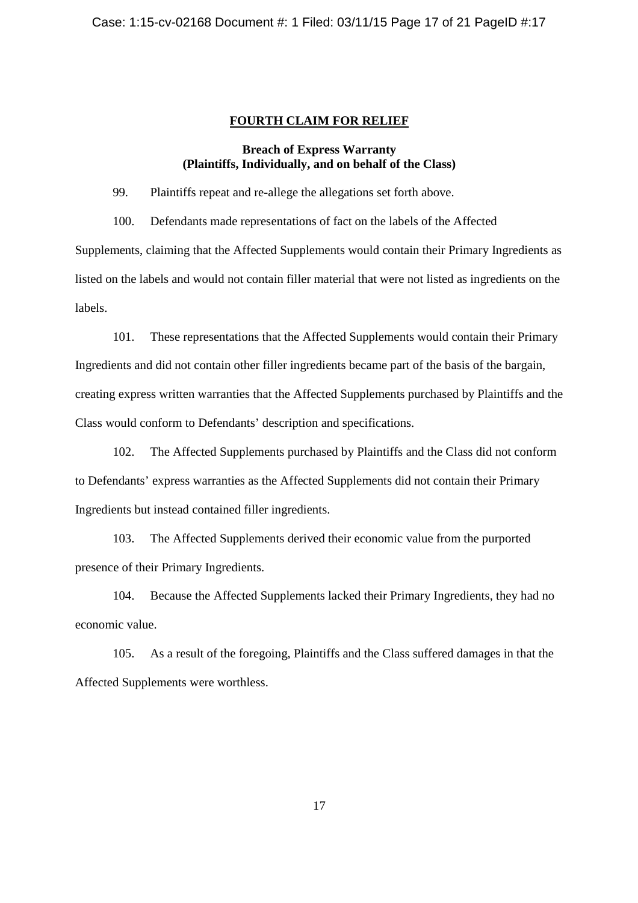**FOURTH CLAIM FOR RELIEF**

**Breach of Express Warranty**
**(Plaintiffs, Individually, and on behalf of the Class)**

99. Plaintiffs repeat and re-allege the allegations set forth above.

100. Defendants made representations of fact on the labels of the Affected Supplements, claiming that the Affected Supplements would contain their Primary Ingredients as listed on the labels and would not contain filler material that were not listed as ingredients on the labels.

101. These representations that the Affected Supplements would contain their Primary Ingredients and did not contain other filler ingredients became part of the basis of the bargain, creating express written warranties that the Affected Supplements purchased by Plaintiffs and the Class would conform to Defendants' description and specifications.

102. The Affected Supplements purchased by Plaintiffs and the Class did not conform to Defendants' express warranties as the Affected Supplements did not contain their Primary Ingredients but instead contained filler ingredients.

103. The Affected Supplements derived their economic value from the purported presence of their Primary Ingredients.

104. Because the Affected Supplements lacked their Primary Ingredients, they had no economic value.

105. As a result of the foregoing, Plaintiffs and the Class suffered damages in that the Affected Supplements were worthless.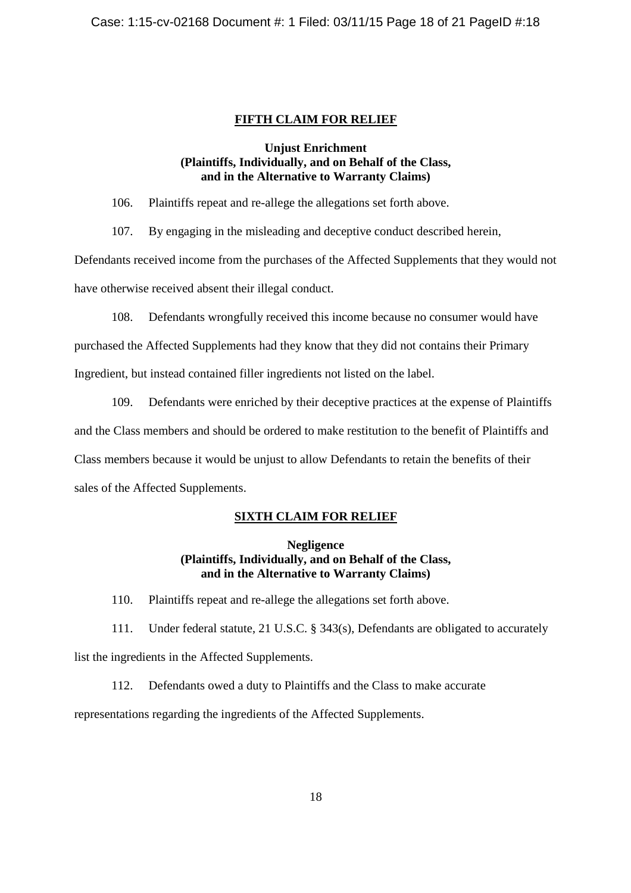## FIFTH CLAIM FOR RELIEF

**Unjust Enrichment**
**(Plaintiffs, Individually, and on Behalf of the Class,**
**and in the Alternative to Warranty Claims)**

106. Plaintiffs repeat and re-allege the allegations set forth above.

107. By engaging in the misleading and deceptive conduct described herein, Defendants received income from the purchases of the Affected Supplements that they would not have otherwise received absent their illegal conduct.

108. Defendants wrongfully received this income because no consumer would have purchased the Affected Supplements had they know that they did not contains their Primary Ingredient, but instead contained filler ingredients not listed on the label.

109. Defendants were enriched by their deceptive practices at the expense of Plaintiffs and the Class members and should be ordered to make restitution to the benefit of Plaintiffs and Class members because it would be unjust to allow Defendants to retain the benefits of their sales of the Affected Supplements.

## SIXTH CLAIM FOR RELIEF

**Negligence**
**(Plaintiffs, Individually, and on Behalf of the Class,**
**and in the Alternative to Warranty Claims)**

110. Plaintiffs repeat and re-allege the allegations set forth above.

111. Under federal statute, 21 U.S.C. § 343(s), Defendants are obligated to accurately list the ingredients in the Affected Supplements.

112. Defendants owed a duty to Plaintiffs and the Class to make accurate representations regarding the ingredients of the Affected Supplements.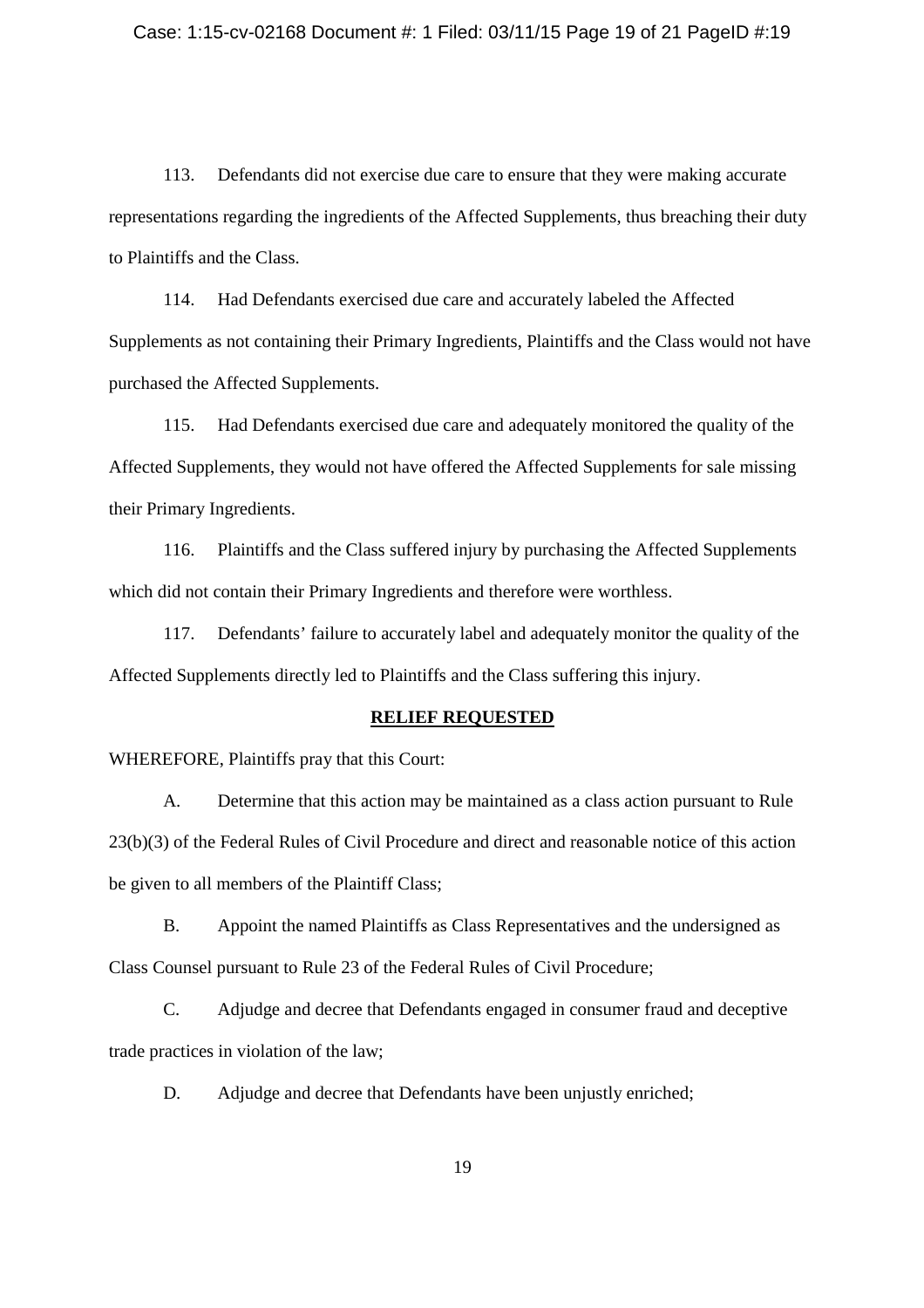113. Defendants did not exercise due care to ensure that they were making accurate representations regarding the ingredients of the Affected Supplements, thus breaching their duty to Plaintiffs and the Class.

114. Had Defendants exercised due care and accurately labeled the Affected Supplements as not containing their Primary Ingredients, Plaintiffs and the Class would not have purchased the Affected Supplements.

115. Had Defendants exercised due care and adequately monitored the quality of the Affected Supplements, they would not have offered the Affected Supplements for sale missing their Primary Ingredients.

116. Plaintiffs and the Class suffered injury by purchasing the Affected Supplements which did not contain their Primary Ingredients and therefore were worthless.

117. Defendants' failure to accurately label and adequately monitor the quality of the Affected Supplements directly led to Plaintiffs and the Class suffering this injury.

## RELIEF REQUESTED

WHEREFORE, Plaintiffs pray that this Court:

A. Determine that this action may be maintained as a class action pursuant to Rule 23(b)(3) of the Federal Rules of Civil Procedure and direct and reasonable notice of this action be given to all members of the Plaintiff Class;

B. Appoint the named Plaintiffs as Class Representatives and the undersigned as Class Counsel pursuant to Rule 23 of the Federal Rules of Civil Procedure;

C. Adjudge and decree that Defendants engaged in consumer fraud and deceptive trade practices in violation of the law;

D. Adjudge and decree that Defendants have been unjustly enriched;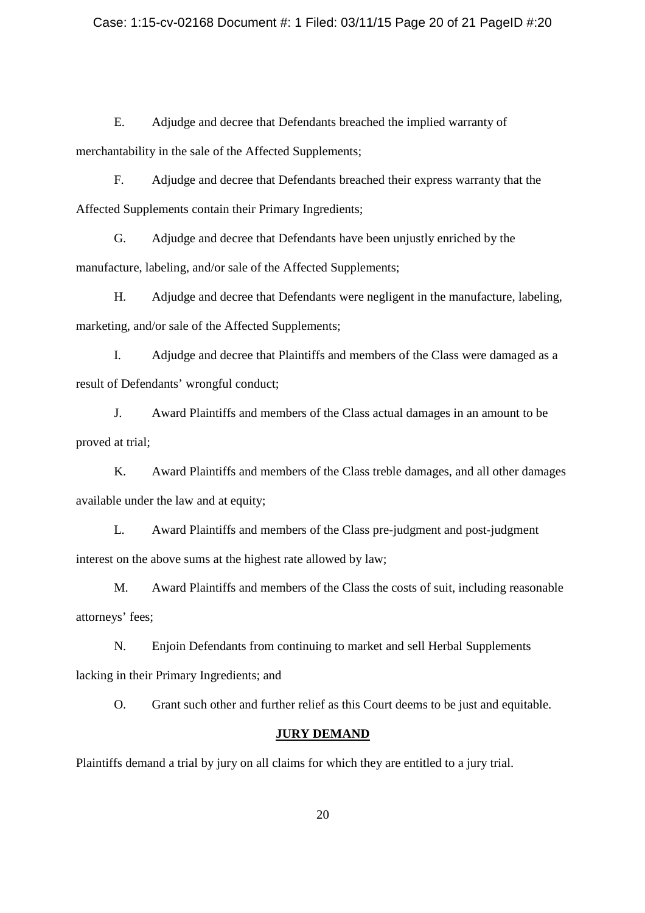E. Adjudge and decree that Defendants breached the implied warranty of merchantability in the sale of the Affected Supplements;

F. Adjudge and decree that Defendants breached their express warranty that the Affected Supplements contain their Primary Ingredients;

G. Adjudge and decree that Defendants have been unjustly enriched by the manufacture, labeling, and/or sale of the Affected Supplements;

H. Adjudge and decree that Defendants were negligent in the manufacture, labeling, marketing, and/or sale of the Affected Supplements;

I. Adjudge and decree that Plaintiffs and members of the Class were damaged as a result of Defendants' wrongful conduct;

J. Award Plaintiffs and members of the Class actual damages in an amount to be proved at trial;

K. Award Plaintiffs and members of the Class treble damages, and all other damages available under the law and at equity;

L. Award Plaintiffs and members of the Class pre-judgment and post-judgment interest on the above sums at the highest rate allowed by law;

M. Award Plaintiffs and members of the Class the costs of suit, including reasonable attorneys' fees;

N. Enjoin Defendants from continuing to market and sell Herbal Supplements lacking in their Primary Ingredients; and

O. Grant such other and further relief as this Court deems to be just and equitable.

## JURY DEMAND

Plaintiffs demand a trial by jury on all claims for which they are entitled to a jury trial.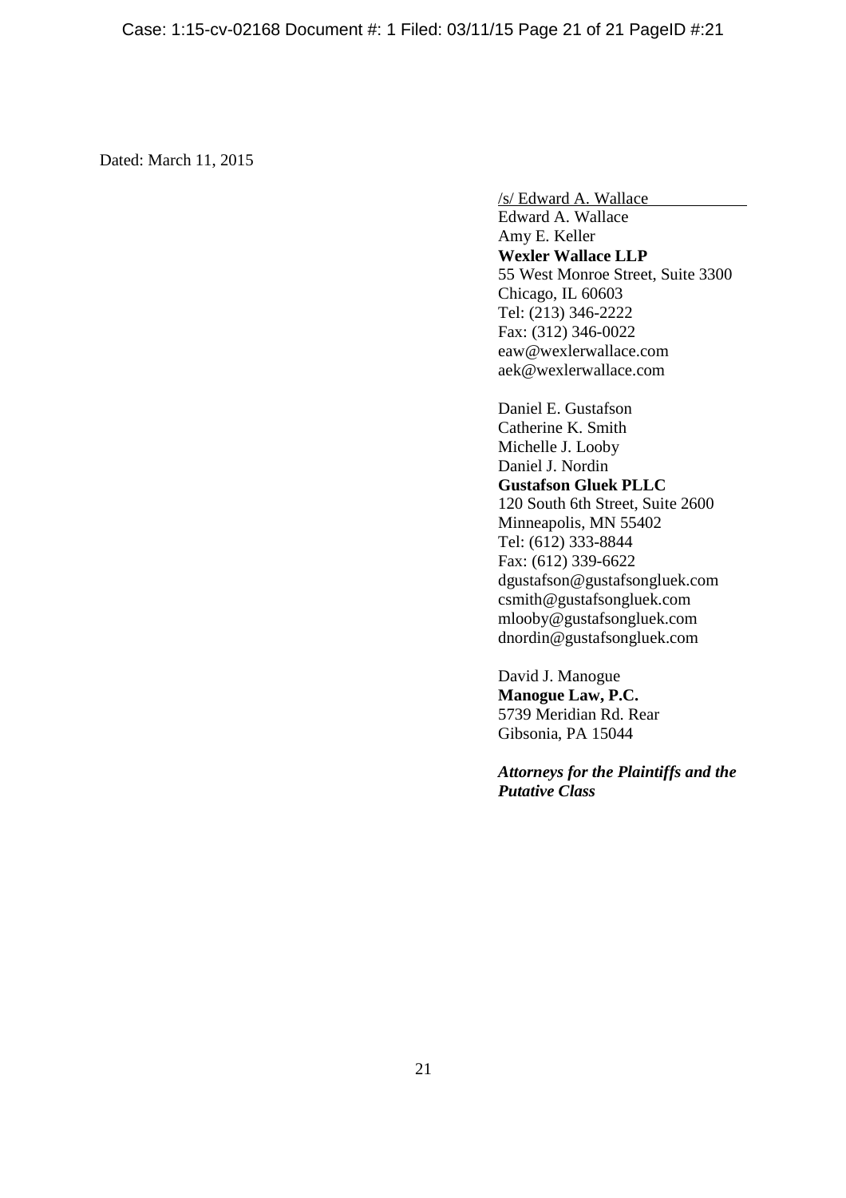Dated: March 11, 2015

/s/ Edward A. Wallace
Edward A. Wallace
Amy E. Keller
**Wexler Wallace LLP**
55 West Monroe Street, Suite 3300
Chicago, IL 60603
Tel: (213) 346-2222
Fax: (312) 346-0022
eaw@wexlerwallace.com
aek@wexlerwallace.com

Daniel E. Gustafson
Catherine K. Smith
Michelle J. Looby
Daniel J. Nordin
**Gustafson Gluek PLLC**
120 South 6th Street, Suite 2600
Minneapolis, MN 55402
Tel: (612) 333-8844
Fax: (612) 339-6622
dgustafson@gustafsongluek.com
csmith@gustafsongluek.com
mlooby@gustafsongluek.com
dnordin@gustafsongluek.com

David J. Manogue
**Manogue Law, P.C.**
5739 Meridian Rd. Rear
Gibsonia, PA 15044

***Attorneys for the Plaintiffs and the Putative Class***